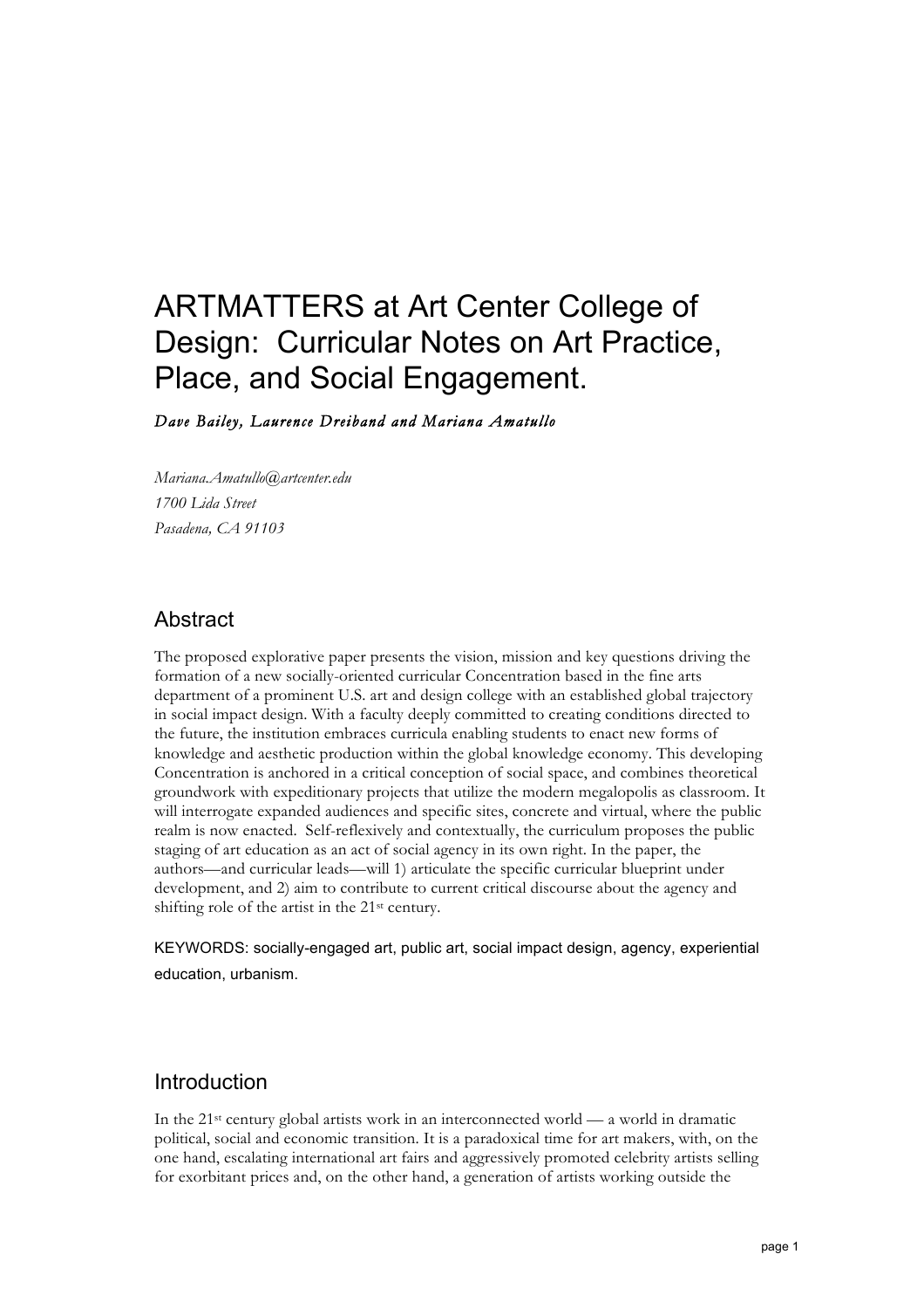# ARTMATTERS at Art Center College of Design: Curricular Notes on Art Practice, Place, and Social Engagement.

*Dave Bailey, Laurence Dreiband and Mariana Amatullo*

*Mariana.Amatullo@artcenter.edu*
*1700 Lida Street*
*Pasadena, CA 91103*

## Abstract

The proposed explorative paper presents the vision, mission and key questions driving the formation of a new socially-oriented curricular Concentration based in the fine arts department of a prominent U.S. art and design college with an established global trajectory in social impact design. With a faculty deeply committed to creating conditions directed to the future, the institution embraces curricula enabling students to enact new forms of knowledge and aesthetic production within the global knowledge economy. This developing Concentration is anchored in a critical conception of social space, and combines theoretical groundwork with expeditionary projects that utilize the modern megalopolis as classroom. It will interrogate expanded audiences and specific sites, concrete and virtual, where the public realm is now enacted. Self-reflexively and contextually, the curriculum proposes the public staging of art education as an act of social agency in its own right. In the paper, the authors—and curricular leads—will 1) articulate the specific curricular blueprint under development, and 2) aim to contribute to current critical discourse about the agency and shifting role of the artist in the 21st century.

KEYWORDS: socially-engaged art, public art, social impact design, agency, experiential education, urbanism.

## Introduction

In the 21st century global artists work in an interconnected world — a world in dramatic political, social and economic transition. It is a paradoxical time for art makers, with, on the one hand, escalating international art fairs and aggressively promoted celebrity artists selling for exorbitant prices and, on the other hand, a generation of artists working outside the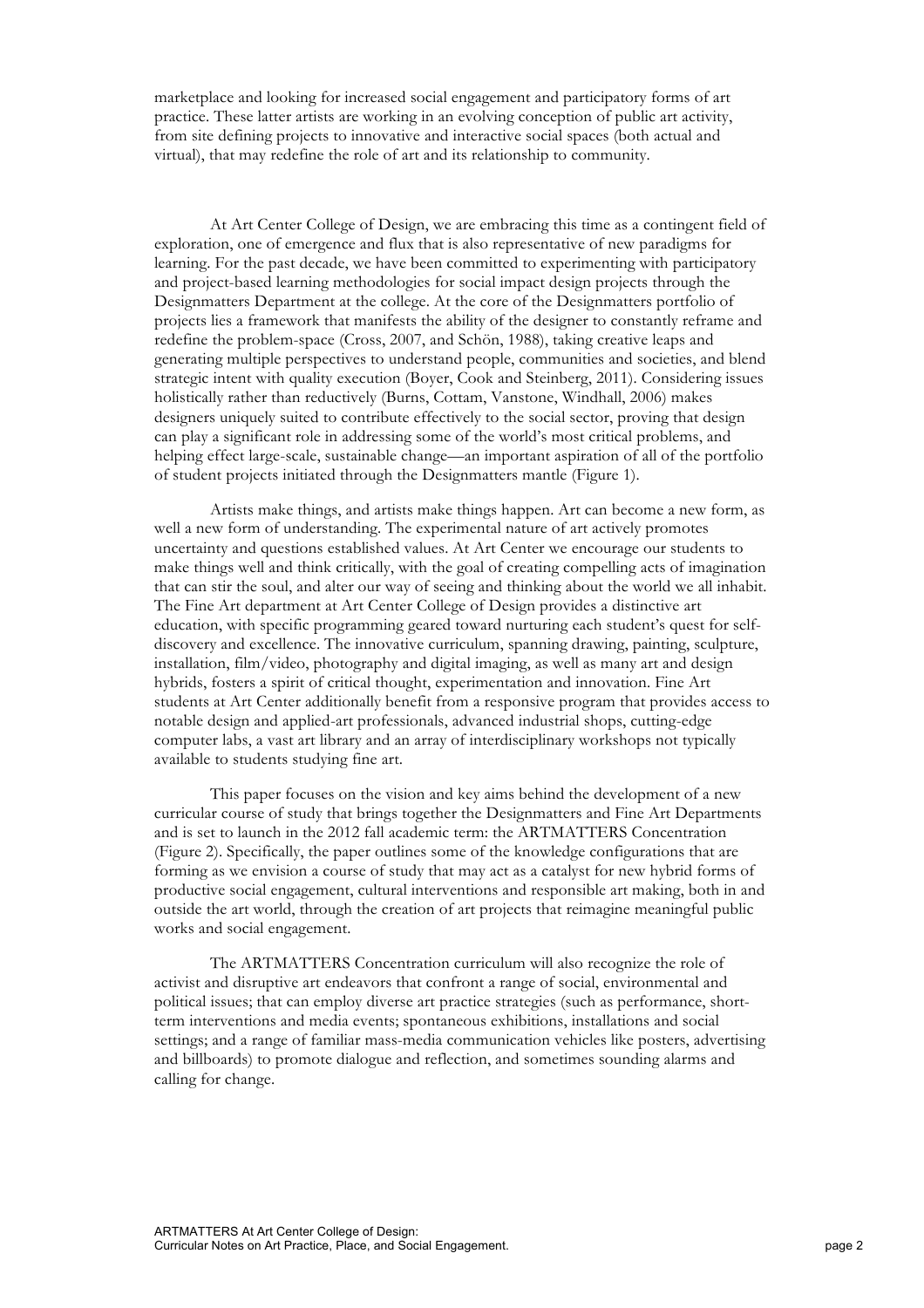marketplace and looking for increased social engagement and participatory forms of art practice. These latter artists are working in an evolving conception of public art activity, from site defining projects to innovative and interactive social spaces (both actual and virtual), that may redefine the role of art and its relationship to community.

At Art Center College of Design, we are embracing this time as a contingent field of exploration, one of emergence and flux that is also representative of new paradigms for learning. For the past decade, we have been committed to experimenting with participatory and project-based learning methodologies for social impact design projects through the Designmatters Department at the college. At the core of the Designmatters portfolio of projects lies a framework that manifests the ability of the designer to constantly reframe and redefine the problem-space (Cross, 2007, and Schön, 1988), taking creative leaps and generating multiple perspectives to understand people, communities and societies, and blend strategic intent with quality execution (Boyer, Cook and Steinberg, 2011). Considering issues holistically rather than reductively (Burns, Cottam, Vanstone, Windhall, 2006) makes designers uniquely suited to contribute effectively to the social sector, proving that design can play a significant role in addressing some of the world's most critical problems, and helping effect large-scale, sustainable change—an important aspiration of all of the portfolio of student projects initiated through the Designmatters mantle (Figure 1).

Artists make things, and artists make things happen. Art can become a new form, as well a new form of understanding. The experimental nature of art actively promotes uncertainty and questions established values. At Art Center we encourage our students to make things well and think critically, with the goal of creating compelling acts of imagination that can stir the soul, and alter our way of seeing and thinking about the world we all inhabit. The Fine Art department at Art Center College of Design provides a distinctive art education, with specific programming geared toward nurturing each student's quest for self-discovery and excellence. The innovative curriculum, spanning drawing, painting, sculpture, installation, film/video, photography and digital imaging, as well as many art and design hybrids, fosters a spirit of critical thought, experimentation and innovation. Fine Art students at Art Center additionally benefit from a responsive program that provides access to notable design and applied-art professionals, advanced industrial shops, cutting-edge computer labs, a vast art library and an array of interdisciplinary workshops not typically available to students studying fine art.

This paper focuses on the vision and key aims behind the development of a new curricular course of study that brings together the Designmatters and Fine Art Departments and is set to launch in the 2012 fall academic term: the ARTMATTERS Concentration (Figure 2). Specifically, the paper outlines some of the knowledge configurations that are forming as we envision a course of study that may act as a catalyst for new hybrid forms of productive social engagement, cultural interventions and responsible art making, both in and outside the art world, through the creation of art projects that reimagine meaningful public works and social engagement.

The ARTMATTERS Concentration curriculum will also recognize the role of activist and disruptive art endeavors that confront a range of social, environmental and political issues; that can employ diverse art practice strategies (such as performance, short-term interventions and media events; spontaneous exhibitions, installations and social settings; and a range of familiar mass-media communication vehicles like posters, advertising and billboards) to promote dialogue and reflection, and sometimes sounding alarms and calling for change.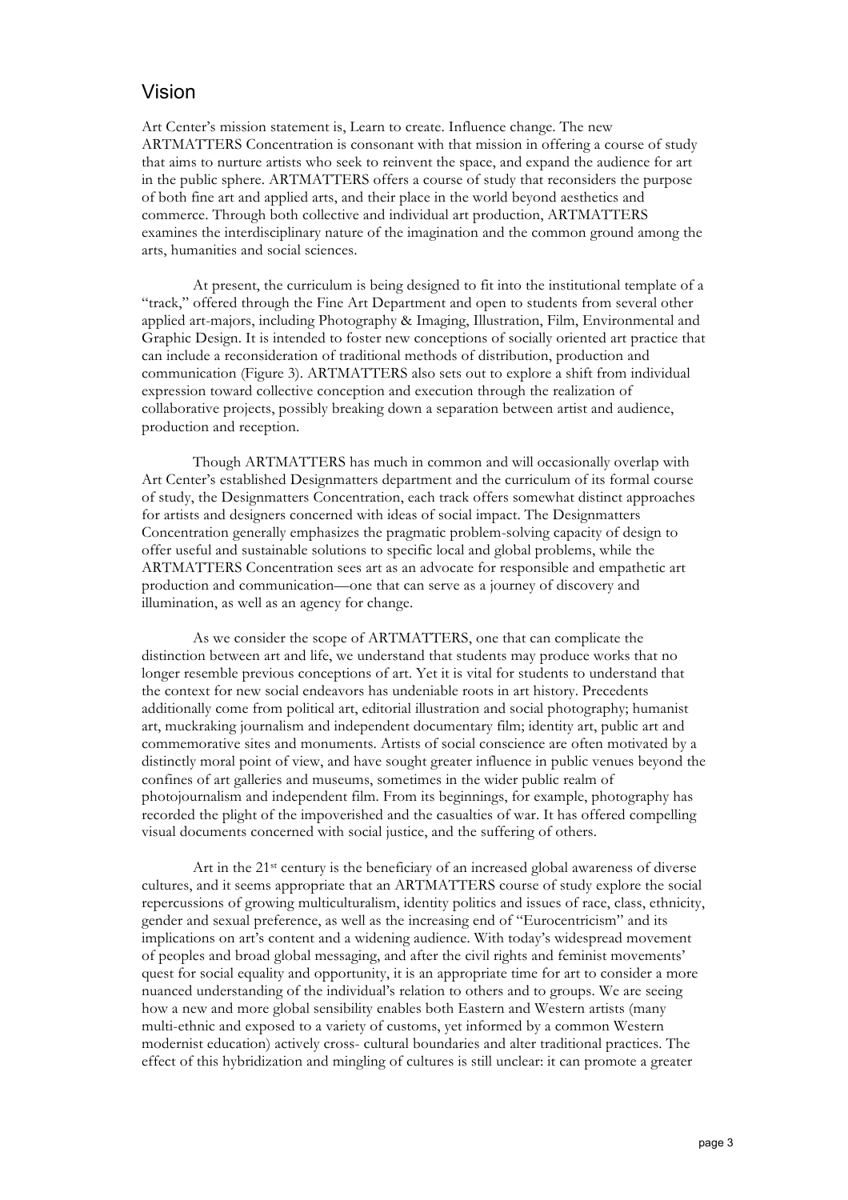## Vision

Art Center's mission statement is, Learn to create. Influence change. The new ARTMATTERS Concentration is consonant with that mission in offering a course of study that aims to nurture artists who seek to reinvent the space, and expand the audience for art in the public sphere. ARTMATTERS offers a course of study that reconsiders the purpose of both fine art and applied arts, and their place in the world beyond aesthetics and commerce. Through both collective and individual art production, ARTMATTERS examines the interdisciplinary nature of the imagination and the common ground among the arts, humanities and social sciences.

At present, the curriculum is being designed to fit into the institutional template of a "track," offered through the Fine Art Department and open to students from several other applied art-majors, including Photography & Imaging, Illustration, Film, Environmental and Graphic Design. It is intended to foster new conceptions of socially oriented art practice that can include a reconsideration of traditional methods of distribution, production and communication (Figure 3). ARTMATTERS also sets out to explore a shift from individual expression toward collective conception and execution through the realization of collaborative projects, possibly breaking down a separation between artist and audience, production and reception.

Though ARTMATTERS has much in common and will occasionally overlap with Art Center's established Designmatters department and the curriculum of its formal course of study, the Designmatters Concentration, each track offers somewhat distinct approaches for artists and designers concerned with ideas of social impact. The Designmatters Concentration generally emphasizes the pragmatic problem-solving capacity of design to offer useful and sustainable solutions to specific local and global problems, while the ARTMATTERS Concentration sees art as an advocate for responsible and empathetic art production and communication—one that can serve as a journey of discovery and illumination, as well as an agency for change.

As we consider the scope of ARTMATTERS, one that can complicate the distinction between art and life, we understand that students may produce works that no longer resemble previous conceptions of art. Yet it is vital for students to understand that the context for new social endeavors has undeniable roots in art history. Precedents additionally come from political art, editorial illustration and social photography; humanist art, muckraking journalism and independent documentary film; identity art, public art and commemorative sites and monuments. Artists of social conscience are often motivated by a distinctly moral point of view, and have sought greater influence in public venues beyond the confines of art galleries and museums, sometimes in the wider public realm of photojournalism and independent film. From its beginnings, for example, photography has recorded the plight of the impoverished and the casualties of war. It has offered compelling visual documents concerned with social justice, and the suffering of others.

Art in the 21st century is the beneficiary of an increased global awareness of diverse cultures, and it seems appropriate that an ARTMATTERS course of study explore the social repercussions of growing multiculturalism, identity politics and issues of race, class, ethnicity, gender and sexual preference, as well as the increasing end of "Eurocentricism" and its implications on art's content and a widening audience. With today's widespread movement of peoples and broad global messaging, and after the civil rights and feminist movements' quest for social equality and opportunity, it is an appropriate time for art to consider a more nuanced understanding of the individual's relation to others and to groups. We are seeing how a new and more global sensibility enables both Eastern and Western artists (many multi-ethnic and exposed to a variety of customs, yet informed by a common Western modernist education) actively cross- cultural boundaries and alter traditional practices. The effect of this hybridization and mingling of cultures is still unclear: it can promote a greater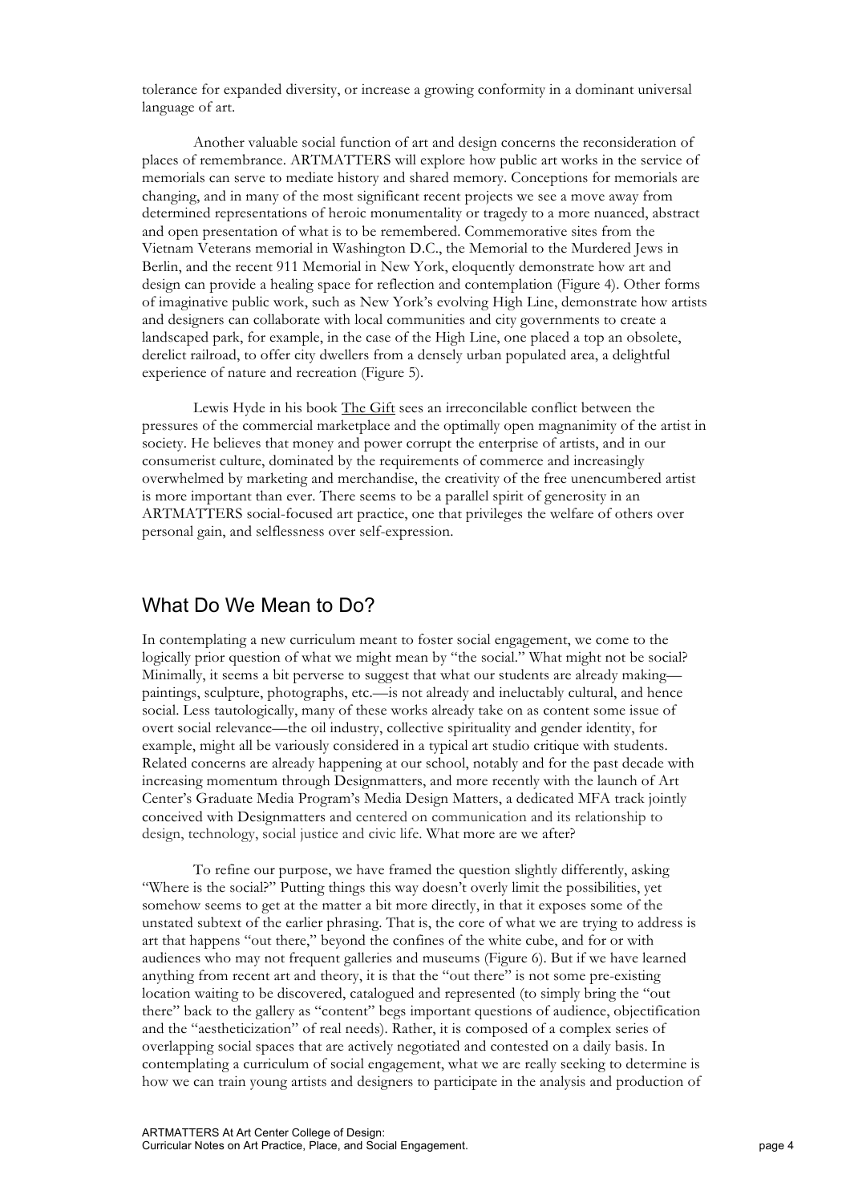tolerance for expanded diversity, or increase a growing conformity in a dominant universal language of art.

Another valuable social function of art and design concerns the reconsideration of places of remembrance. ARTMATTERS will explore how public art works in the service of memorials can serve to mediate history and shared memory. Conceptions for memorials are changing, and in many of the most significant recent projects we see a move away from determined representations of heroic monumentality or tragedy to a more nuanced, abstract and open presentation of what is to be remembered. Commemorative sites from the Vietnam Veterans memorial in Washington D.C., the Memorial to the Murdered Jews in Berlin, and the recent 911 Memorial in New York, eloquently demonstrate how art and design can provide a healing space for reflection and contemplation (Figure 4). Other forms of imaginative public work, such as New York's evolving High Line, demonstrate how artists and designers can collaborate with local communities and city governments to create a landscaped park, for example, in the case of the High Line, one placed a top an obsolete, derelict railroad, to offer city dwellers from a densely urban populated area, a delightful experience of nature and recreation (Figure 5).

Lewis Hyde in his book <u>The Gift</u> sees an irreconcilable conflict between the pressures of the commercial marketplace and the optimally open magnanimity of the artist in society. He believes that money and power corrupt the enterprise of artists, and in our consumerist culture, dominated by the requirements of commerce and increasingly overwhelmed by marketing and merchandise, the creativity of the free unencumbered artist is more important than ever. There seems to be a parallel spirit of generosity in an ARTMATTERS social-focused art practice, one that privileges the welfare of others over personal gain, and selflessness over self-expression.

## What Do We Mean to Do?

In contemplating a new curriculum meant to foster social engagement, we come to the logically prior question of what we might mean by "the social." What might not be social? Minimally, it seems a bit perverse to suggest that what our students are already making—paintings, sculpture, photographs, etc.—is not already and ineluctably cultural, and hence social. Less tautologically, many of these works already take on as content some issue of overt social relevance—the oil industry, collective spirituality and gender identity, for example, might all be variously considered in a typical art studio critique with students. Related concerns are already happening at our school, notably and for the past decade with increasing momentum through Designmatters, and more recently with the launch of Art Center's Graduate Media Program's Media Design Matters, a dedicated MFA track jointly conceived with Designmatters and centered on communication and its relationship to design, technology, social justice and civic life. What more are we after?

To refine our purpose, we have framed the question slightly differently, asking "Where is the social?" Putting things this way doesn't overly limit the possibilities, yet somehow seems to get at the matter a bit more directly, in that it exposes some of the unstated subtext of the earlier phrasing. That is, the core of what we are trying to address is art that happens "out there," beyond the confines of the white cube, and for or with audiences who may not frequent galleries and museums (Figure 6). But if we have learned anything from recent art and theory, it is that the "out there" is not some pre-existing location waiting to be discovered, catalogued and represented (to simply bring the "out there" back to the gallery as "content" begs important questions of audience, objectification and the "aestheticization" of real needs). Rather, it is composed of a complex series of overlapping social spaces that are actively negotiated and contested on a daily basis. In contemplating a curriculum of social engagement, what we are really seeking to determine is how we can train young artists and designers to participate in the analysis and production of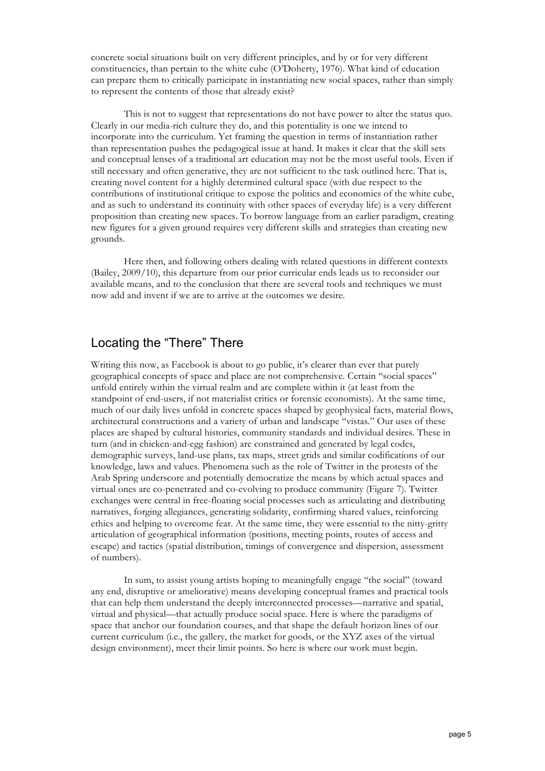concrete social situations built on very different principles, and by or for very different constituencies, than pertain to the white cube (O'Doherty, 1976). What kind of education can prepare them to critically participate in instantiating new social spaces, rather than simply to represent the contents of those that already exist?

This is not to suggest that representations do not have power to alter the status quo. Clearly in our media-rich culture they do, and this potentiality is one we intend to incorporate into the curriculum. Yet framing the question in terms of instantiation rather than representation pushes the pedagogical issue at hand. It makes it clear that the skill sets and conceptual lenses of a traditional art education may not be the most useful tools. Even if still necessary and often generative, they are not sufficient to the task outlined here. That is, creating novel content for a highly determined cultural space (with due respect to the contributions of institutional critique to expose the politics and economics of the white cube, and as such to understand its continuity with other spaces of everyday life) is a very different proposition than creating new spaces. To borrow language from an earlier paradigm, creating new figures for a given ground requires very different skills and strategies than creating new grounds.

Here then, and following others dealing with related questions in different contexts (Bailey, 2009/10), this departure from our prior curricular ends leads us to reconsider our available means, and to the conclusion that there are several tools and techniques we must now add and invent if we are to arrive at the outcomes we desire.

## Locating the "There" There

Writing this now, as Facebook is about to go public, it's clearer than ever that purely geographical concepts of space and place are not comprehensive. Certain "social spaces" unfold entirely within the virtual realm and are complete within it (at least from the standpoint of end-users, if not materialist critics or forensic economists). At the same time, much of our daily lives unfold in concrete spaces shaped by geophysical facts, material flows, architectural constructions and a variety of urban and landscape "vistas." Our uses of these places are shaped by cultural histories, community standards and individual desires. These in turn (and in chicken-and-egg fashion) are constrained and generated by legal codes, demographic surveys, land-use plans, tax maps, street grids and similar codifications of our knowledge, laws and values. Phenomena such as the role of Twitter in the protests of the Arab Spring underscore and potentially democratize the means by which actual spaces and virtual ones are co-penetrated and co-evolving to produce community (Figure 7). Twitter exchanges were central in free-floating social processes such as articulating and distributing narratives, forging allegiances, generating solidarity, confirming shared values, reinforcing ethics and helping to overcome fear. At the same time, they were essential to the nitty-gritty articulation of geographical information (positions, meeting points, routes of access and escape) and tactics (spatial distribution, timings of convergence and dispersion, assessment of numbers).

In sum, to assist young artists hoping to meaningfully engage "the social" (toward any end, disruptive or ameliorative) means developing conceptual frames and practical tools that can help them understand the deeply interconnected processes—narrative and spatial, virtual and physical—that actually produce social space. Here is where the paradigms of space that anchor our foundation courses, and that shape the default horizon lines of our current curriculum (i.e., the gallery, the market for goods, or the XYZ axes of the virtual design environment), meet their limit points. So here is where our work must begin.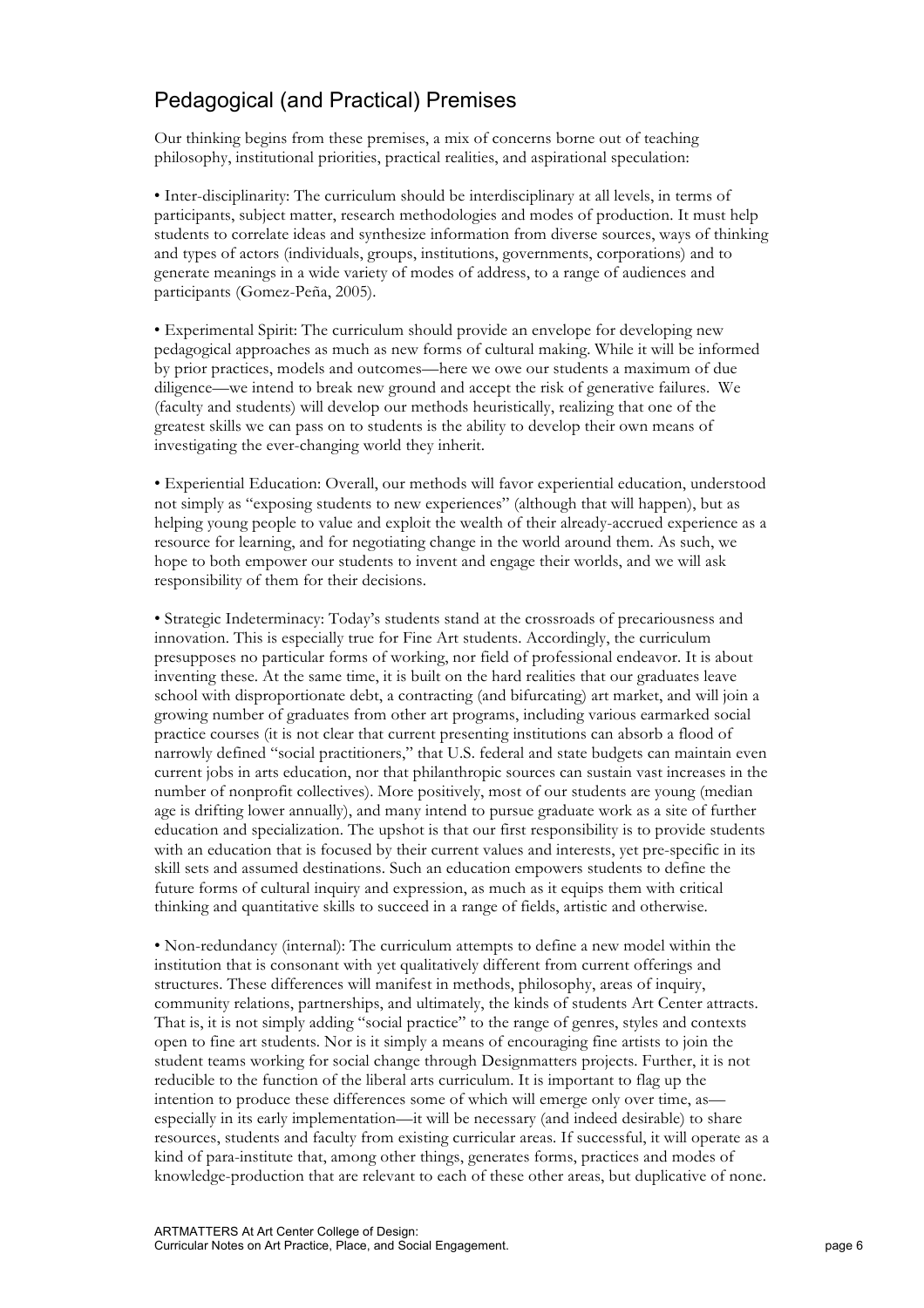## Pedagogical (and Practical) Premises

Our thinking begins from these premises, a mix of concerns borne out of teaching philosophy, institutional priorities, practical realities, and aspirational speculation:

• Inter-disciplinarity: The curriculum should be interdisciplinary at all levels, in terms of participants, subject matter, research methodologies and modes of production. It must help students to correlate ideas and synthesize information from diverse sources, ways of thinking and types of actors (individuals, groups, institutions, governments, corporations) and to generate meanings in a wide variety of modes of address, to a range of audiences and participants (Gomez-Peña, 2005).

• Experimental Spirit: The curriculum should provide an envelope for developing new pedagogical approaches as much as new forms of cultural making. While it will be informed by prior practices, models and outcomes—here we owe our students a maximum of due diligence—we intend to break new ground and accept the risk of generative failures. We (faculty and students) will develop our methods heuristically, realizing that one of the greatest skills we can pass on to students is the ability to develop their own means of investigating the ever-changing world they inherit.

• Experiential Education: Overall, our methods will favor experiential education, understood not simply as "exposing students to new experiences" (although that will happen), but as helping young people to value and exploit the wealth of their already-accrued experience as a resource for learning, and for negotiating change in the world around them. As such, we hope to both empower our students to invent and engage their worlds, and we will ask responsibility of them for their decisions.

• Strategic Indeterminacy: Today's students stand at the crossroads of precariousness and innovation. This is especially true for Fine Art students. Accordingly, the curriculum presupposes no particular forms of working, nor field of professional endeavor. It is about inventing these. At the same time, it is built on the hard realities that our graduates leave school with disproportionate debt, a contracting (and bifurcating) art market, and will join a growing number of graduates from other art programs, including various earmarked social practice courses (it is not clear that current presenting institutions can absorb a flood of narrowly defined "social practitioners," that U.S. federal and state budgets can maintain even current jobs in arts education, nor that philanthropic sources can sustain vast increases in the number of nonprofit collectives). More positively, most of our students are young (median age is drifting lower annually), and many intend to pursue graduate work as a site of further education and specialization. The upshot is that our first responsibility is to provide students with an education that is focused by their current values and interests, yet pre-specific in its skill sets and assumed destinations. Such an education empowers students to define the future forms of cultural inquiry and expression, as much as it equips them with critical thinking and quantitative skills to succeed in a range of fields, artistic and otherwise.

• Non-redundancy (internal): The curriculum attempts to define a new model within the institution that is consonant with yet qualitatively different from current offerings and structures. These differences will manifest in methods, philosophy, areas of inquiry, community relations, partnerships, and ultimately, the kinds of students Art Center attracts. That is, it is not simply adding "social practice" to the range of genres, styles and contexts open to fine art students. Nor is it simply a means of encouraging fine artists to join the student teams working for social change through Designmatters projects. Further, it is not reducible to the function of the liberal arts curriculum. It is important to flag up the intention to produce these differences some of which will emerge only over time, as—especially in its early implementation—it will be necessary (and indeed desirable) to share resources, students and faculty from existing curricular areas. If successful, it will operate as a kind of para-institute that, among other things, generates forms, practices and modes of knowledge-production that are relevant to each of these other areas, but duplicative of none.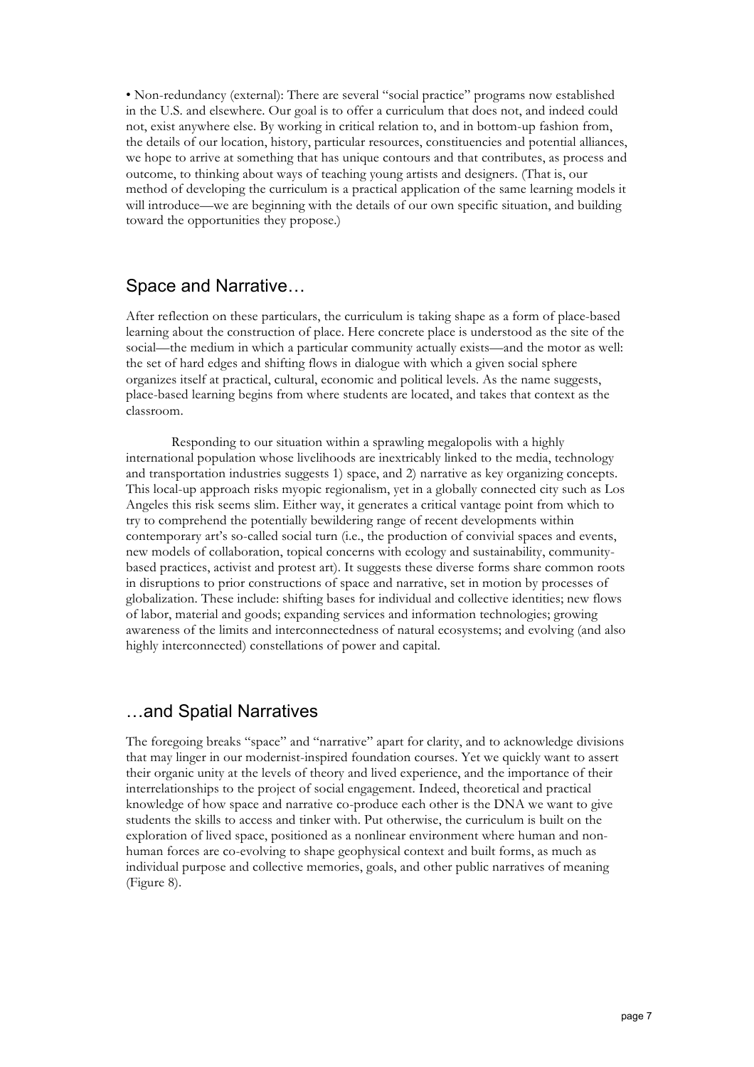• Non-redundancy (external): There are several "social practice" programs now established in the U.S. and elsewhere. Our goal is to offer a curriculum that does not, and indeed could not, exist anywhere else. By working in critical relation to, and in bottom-up fashion from, the details of our location, history, particular resources, constituencies and potential alliances, we hope to arrive at something that has unique contours and that contributes, as process and outcome, to thinking about ways of teaching young artists and designers. (That is, our method of developing the curriculum is a practical application of the same learning models it will introduce—we are beginning with the details of our own specific situation, and building toward the opportunities they propose.)

## Space and Narrative…

After reflection on these particulars, the curriculum is taking shape as a form of place-based learning about the construction of place. Here concrete place is understood as the site of the social—the medium in which a particular community actually exists—and the motor as well: the set of hard edges and shifting flows in dialogue with which a given social sphere organizes itself at practical, cultural, economic and political levels. As the name suggests, place-based learning begins from where students are located, and takes that context as the classroom.

Responding to our situation within a sprawling megalopolis with a highly international population whose livelihoods are inextricably linked to the media, technology and transportation industries suggests 1) space, and 2) narrative as key organizing concepts. This local-up approach risks myopic regionalism, yet in a globally connected city such as Los Angeles this risk seems slim. Either way, it generates a critical vantage point from which to try to comprehend the potentially bewildering range of recent developments within contemporary art's so-called social turn (i.e., the production of convivial spaces and events, new models of collaboration, topical concerns with ecology and sustainability, community-based practices, activist and protest art). It suggests these diverse forms share common roots in disruptions to prior constructions of space and narrative, set in motion by processes of globalization. These include: shifting bases for individual and collective identities; new flows of labor, material and goods; expanding services and information technologies; growing awareness of the limits and interconnectedness of natural ecosystems; and evolving (and also highly interconnected) constellations of power and capital.

## …and Spatial Narratives

The foregoing breaks "space" and "narrative" apart for clarity, and to acknowledge divisions that may linger in our modernist-inspired foundation courses. Yet we quickly want to assert their organic unity at the levels of theory and lived experience, and the importance of their interrelationships to the project of social engagement. Indeed, theoretical and practical knowledge of how space and narrative co-produce each other is the DNA we want to give students the skills to access and tinker with. Put otherwise, the curriculum is built on the exploration of lived space, positioned as a nonlinear environment where human and non-human forces are co-evolving to shape geophysical context and built forms, as much as individual purpose and collective memories, goals, and other public narratives of meaning (Figure 8).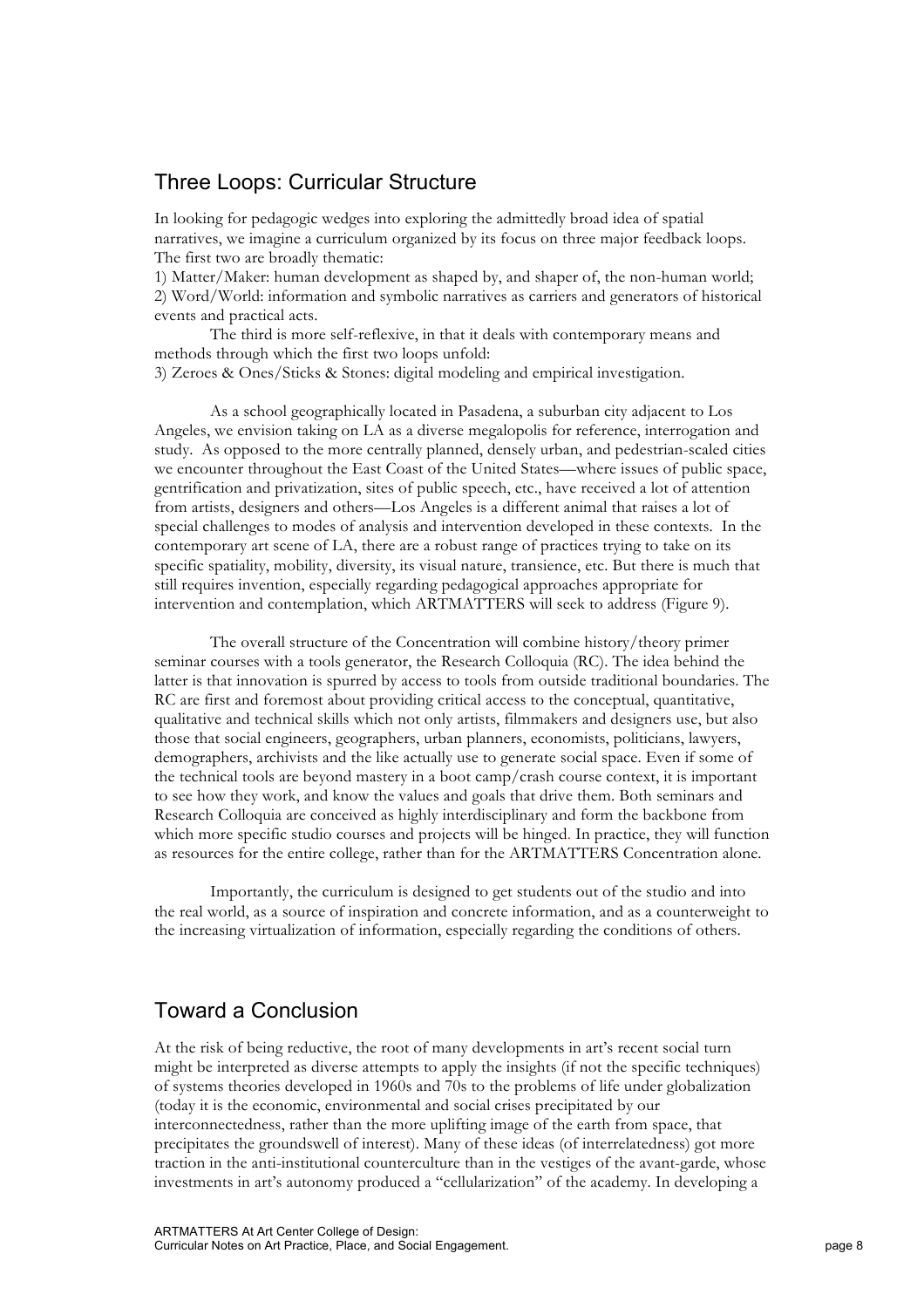## Three Loops: Curricular Structure

In looking for pedagogic wedges into exploring the admittedly broad idea of spatial narratives, we imagine a curriculum organized by its focus on three major feedback loops. The first two are broadly thematic:

1) Matter/Maker: human development as shaped by, and shaper of, the non-human world;
2) Word/World: information and symbolic narratives as carriers and generators of historical events and practical acts.

The third is more self-reflexive, in that it deals with contemporary means and methods through which the first two loops unfold:

3) Zeroes & Ones/Sticks & Stones: digital modeling and empirical investigation.

As a school geographically located in Pasadena, a suburban city adjacent to Los Angeles, we envision taking on LA as a diverse megalopolis for reference, interrogation and study. As opposed to the more centrally planned, densely urban, and pedestrian-scaled cities we encounter throughout the East Coast of the United States—where issues of public space, gentrification and privatization, sites of public speech, etc., have received a lot of attention from artists, designers and others—Los Angeles is a different animal that raises a lot of special challenges to modes of analysis and intervention developed in these contexts. In the contemporary art scene of LA, there are a robust range of practices trying to take on its specific spatiality, mobility, diversity, its visual nature, transience, etc. But there is much that still requires invention, especially regarding pedagogical approaches appropriate for intervention and contemplation, which ARTMATTERS will seek to address (Figure 9).

The overall structure of the Concentration will combine history/theory primer seminar courses with a tools generator, the Research Colloquia (RC). The idea behind the latter is that innovation is spurred by access to tools from outside traditional boundaries. The RC are first and foremost about providing critical access to the conceptual, quantitative, qualitative and technical skills which not only artists, filmmakers and designers use, but also those that social engineers, geographers, urban planners, economists, politicians, lawyers, demographers, archivists and the like actually use to generate social space. Even if some of the technical tools are beyond mastery in a boot camp/crash course context, it is important to see how they work, and know the values and goals that drive them. Both seminars and Research Colloquia are conceived as highly interdisciplinary and form the backbone from which more specific studio courses and projects will be hinged. In practice, they will function as resources for the entire college, rather than for the ARTMATTERS Concentration alone.

Importantly, the curriculum is designed to get students out of the studio and into the real world, as a source of inspiration and concrete information, and as a counterweight to the increasing virtualization of information, especially regarding the conditions of others.

## Toward a Conclusion

At the risk of being reductive, the root of many developments in art's recent social turn might be interpreted as diverse attempts to apply the insights (if not the specific techniques) of systems theories developed in 1960s and 70s to the problems of life under globalization (today it is the economic, environmental and social crises precipitated by our interconnectedness, rather than the more uplifting image of the earth from space, that precipitates the groundswell of interest). Many of these ideas (of interrelatedness) got more traction in the anti-institutional counterculture than in the vestiges of the avant-garde, whose investments in art's autonomy produced a "cellularization" of the academy. In developing a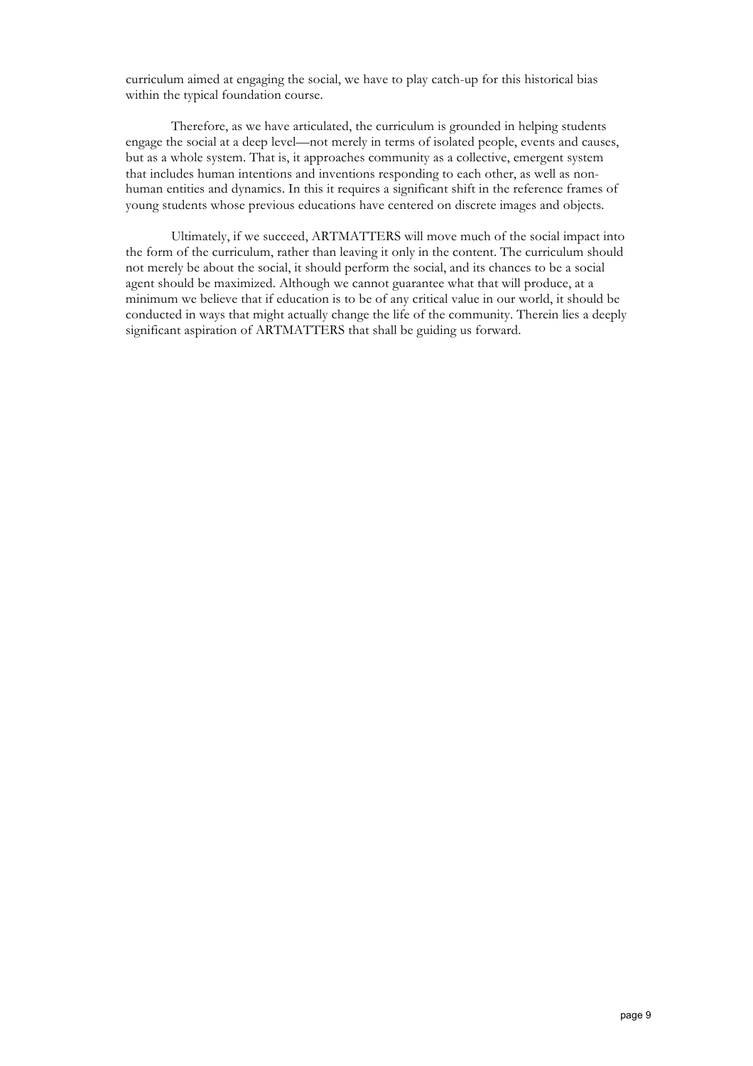curriculum aimed at engaging the social, we have to play catch-up for this historical bias within the typical foundation course.

Therefore, as we have articulated, the curriculum is grounded in helping students engage the social at a deep level—not merely in terms of isolated people, events and causes, but as a whole system. That is, it approaches community as a collective, emergent system that includes human intentions and inventions responding to each other, as well as non-human entities and dynamics. In this it requires a significant shift in the reference frames of young students whose previous educations have centered on discrete images and objects.

Ultimately, if we succeed, ARTMATTERS will move much of the social impact into the form of the curriculum, rather than leaving it only in the content. The curriculum should not merely be about the social, it should perform the social, and its chances to be a social agent should be maximized. Although we cannot guarantee what that will produce, at a minimum we believe that if education is to be of any critical value in our world, it should be conducted in ways that might actually change the life of the community. Therein lies a deeply significant aspiration of ARTMATTERS that shall be guiding us forward.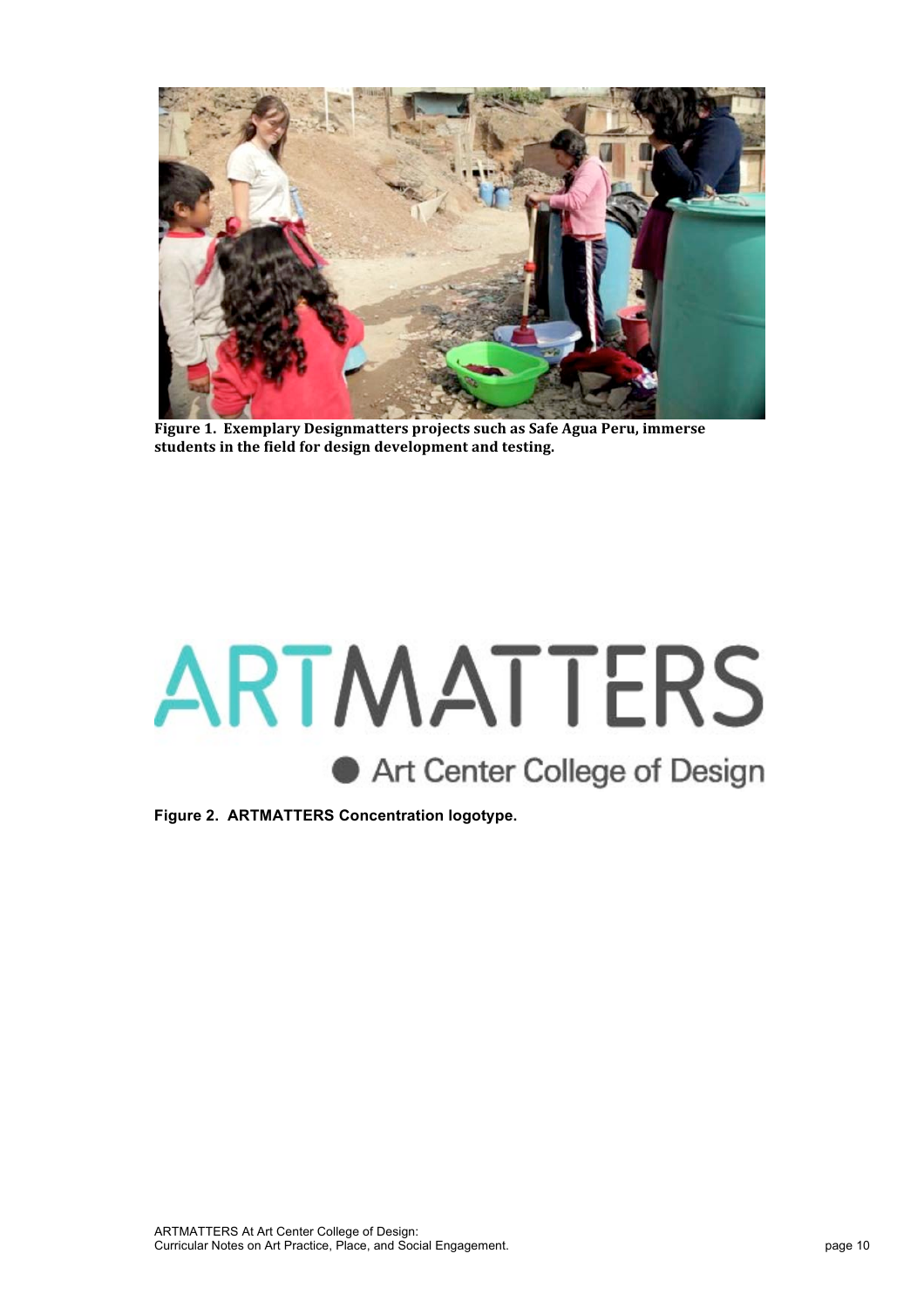**Figure 1. Exemplary Designmatters projects such as Safe Agua Peru, immerse students in the field for design development and testing.**

**Figure 2. ARTMATTERS Concentration logotype.**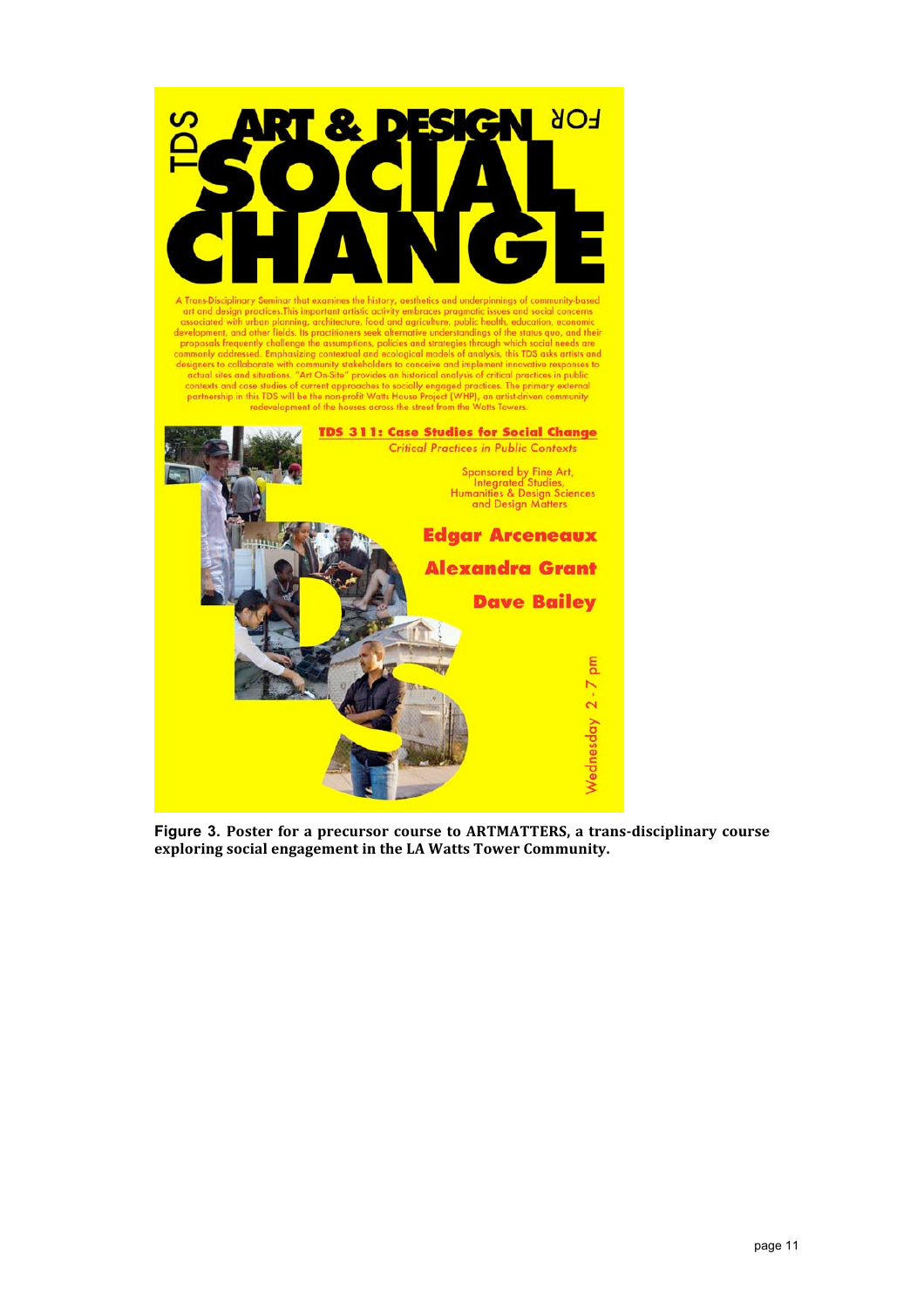TDS ART & DESIGN FOR

SOCIAL CHANGE

A Trans-Disciplinary Seminar that examines the history, aesthetics and underpinnings of community-based art and design practices. This important artistic activity embraces pragmatic issues and social concerns associated with urban planning, architecture, food and agriculture, public health, education, economic development, and other fields. Its practitioners seek alternative understandings of the status quo, and their proposals frequently challenge the assumptions, policies and strategies through which social needs are commonly addressed. Emphasizing contextual and ecological models of analysis, this TDS asks artists and designers to collaborate with community stakeholders to conceive and implement innovative responses to actual sites and situations. "Art On-Site" provides an historical analysis of critical practices in public contexts and case studies of current approaches to socially engaged practices. The primary external partnership in this TDS will be the non-profit Watts House Project (WHP), an artist-driven community redevelopment of the houses across the street from the Watts Towers.

**TDS 311: Case Studies for Social Change**

*Critical Practices in Public Contexts*

Sponsored by Fine Art, Integrated Studies, Humanities & Design Sciences and Design Matters

**Edgar Arceneaux**

**Alexandra Grant**

**Dave Bailey**

Wednesday 2 - 7 pm

**Figure 3.** **Poster for a precursor course to ARTMATTERS, a trans-disciplinary course exploring social engagement in the LA Watts Tower Community.**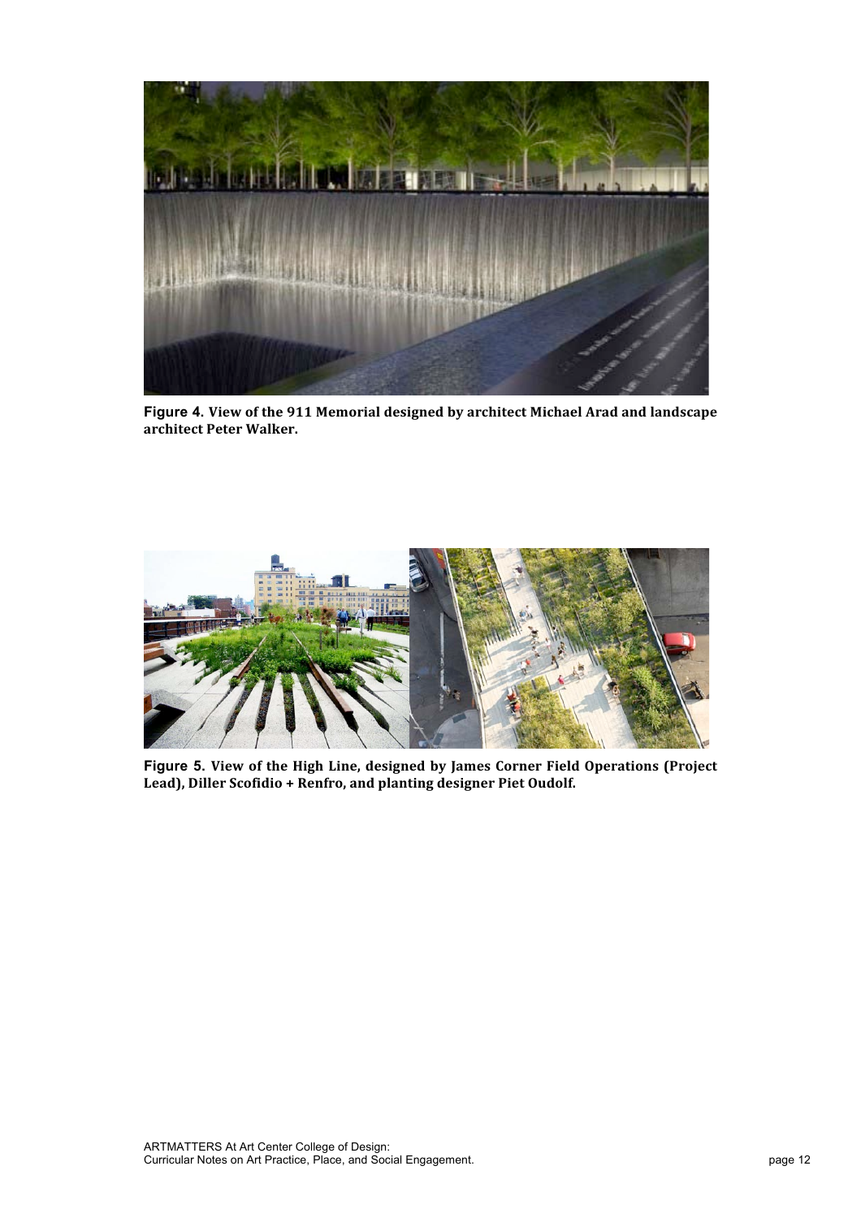**Figure 4.** **View of the 911 Memorial designed by architect Michael Arad and landscape architect Peter Walker.**

**Figure 5.** **View of the High Line, designed by James Corner Field Operations (Project Lead), Diller Scofidio + Renfro, and planting designer Piet Oudolf.**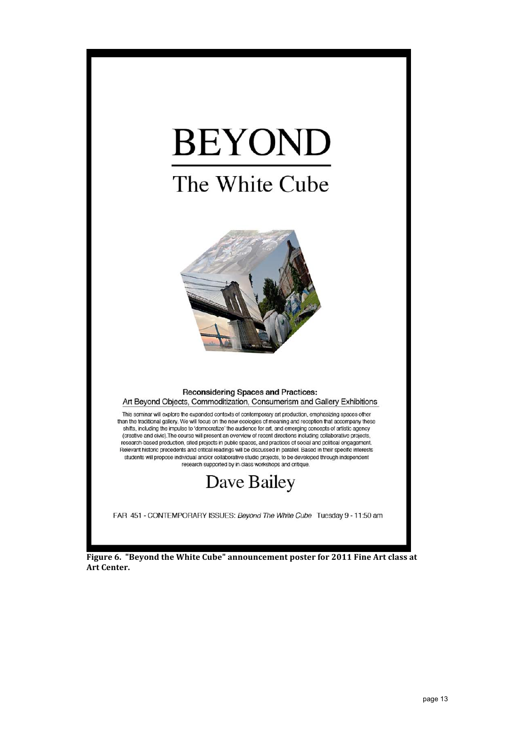# BEYOND

## The White Cube

**Reconsidering Spaces and Practices:**
Art Beyond Objects, Commoditization, Consumerism and Gallery Exhibitions

This seminar will explore the expanded contexts of contemporary art production, emphasizing spaces other than the traditional gallery. We will focus on the new ecologies of meaning and reception that accompany these shifts, including the impulse to 'democratize' the audience for art, and emerging concepts of artistic agency (creative and civic).The course will present an overview of recent directions including collaborative projects, research-based production, sited projects in public spaces, and practices of social and political engagement. Relevant historic precedents and critical readings will be discussed in parallel. Based in their specific interests students will propose individual and/or collaborative studio projects, to be developed through independent research supported by in-class workshops and critique.

## Dave Bailey

FAR 451 - CONTEMPORARY ISSUES: *Beyond The White Cube* Tuesday 9 - 11:50 am

**Figure 6. "Beyond the White Cube" announcement poster for 2011 Fine Art class at Art Center.**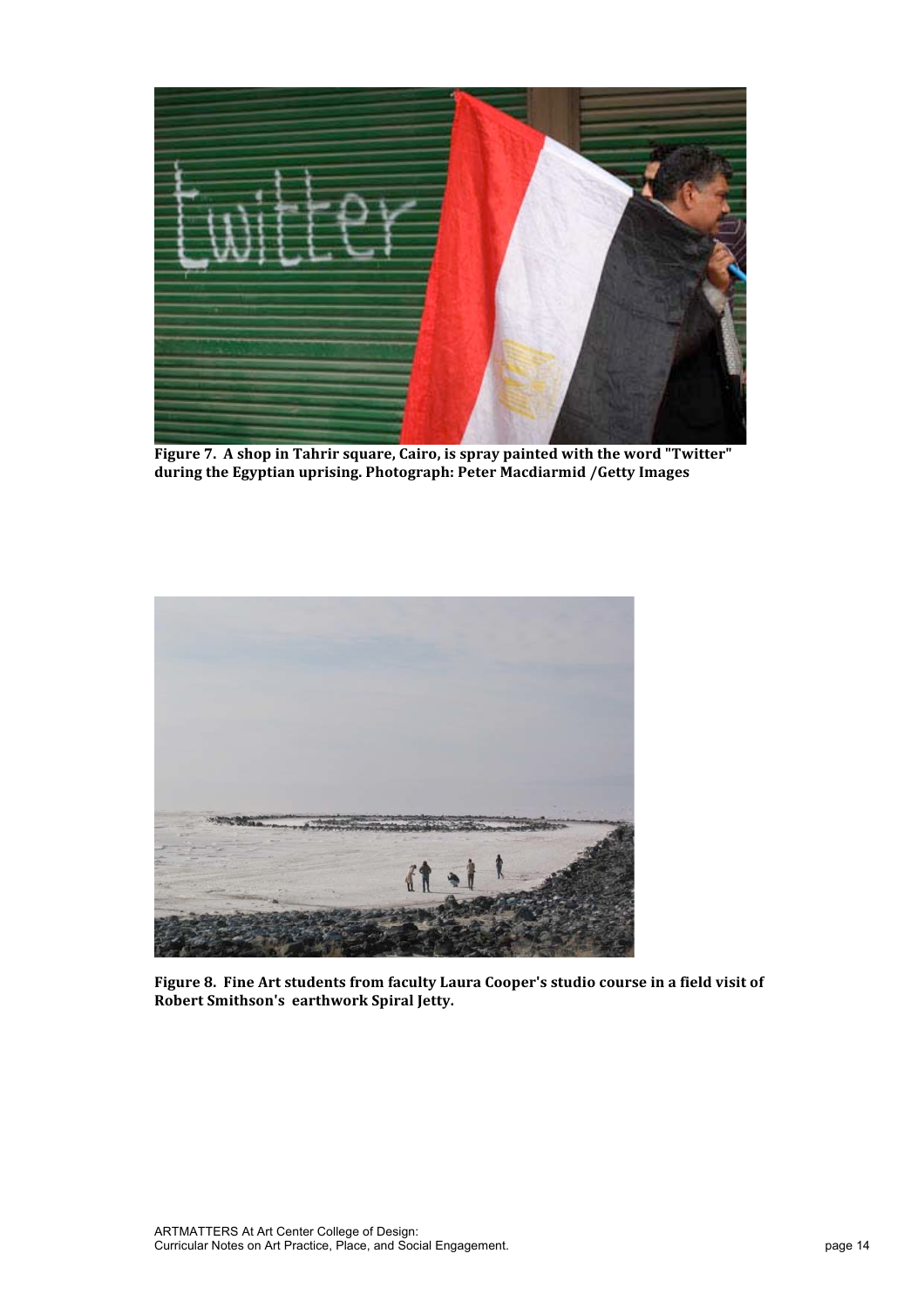**Figure 7. A shop in Tahrir square, Cairo, is spray painted with the word "Twitter" during the Egyptian uprising. Photograph: Peter Macdiarmid /Getty Images**

**Figure 8. Fine Art students from faculty Laura Cooper's studio course in a field visit of Robert Smithson's earthwork Spiral Jetty.**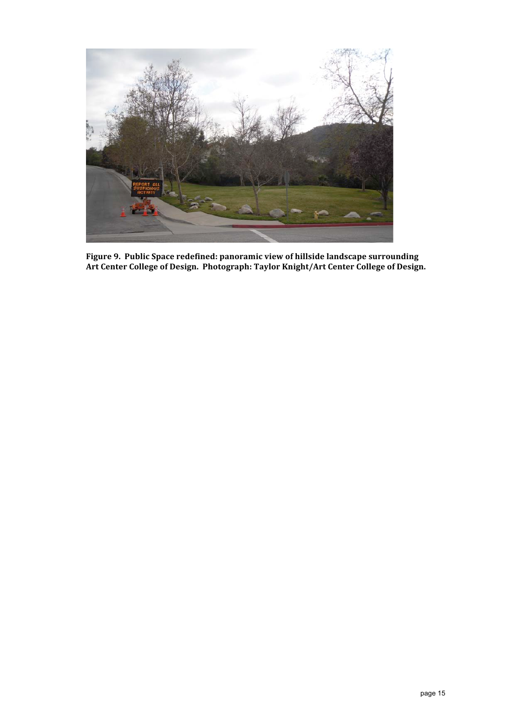**Figure 9. Public Space redefined: panoramic view of hillside landscape surrounding Art Center College of Design. Photograph: Taylor Knight/Art Center College of Design.**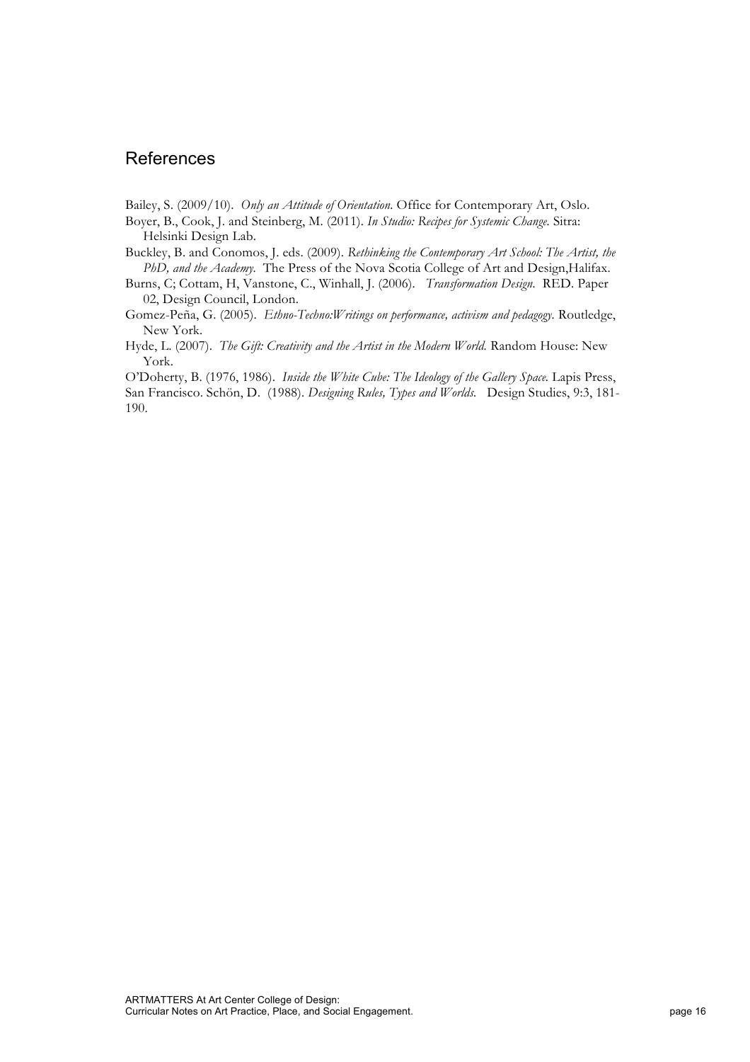## References

Bailey, S. (2009/10). *Only an Attitude of Orientation*. Office for Contemporary Art, Oslo.

Boyer, B., Cook, J. and Steinberg, M. (2011). *In Studio: Recipes for Systemic Change*. Sitra: Helsinki Design Lab.

Buckley, B. and Conomos, J. eds. (2009). *Rethinking the Contemporary Art School: The Artist, the PhD, and the Academy*. The Press of the Nova Scotia College of Art and Design,Halifax.

Burns, C; Cottam, H, Vanstone, C., Winhall, J. (2006). *Transformation Design*. RED. Paper 02, Design Council, London.

Gomez-Peña, G. (2005). *Ethno-Techno:Writings on performance, activism and pedagogy*. Routledge, New York.

Hyde, L. (2007). *The Gift: Creativity and the Artist in the Modern World*. Random House: New York.

O'Doherty, B. (1976, 1986). *Inside the White Cube: The Ideology of the Gallery Space*. Lapis Press, San Francisco.

Schön, D. (1988). *Designing Rules, Types and Worlds*. Design Studies, 9:3, 181-190.